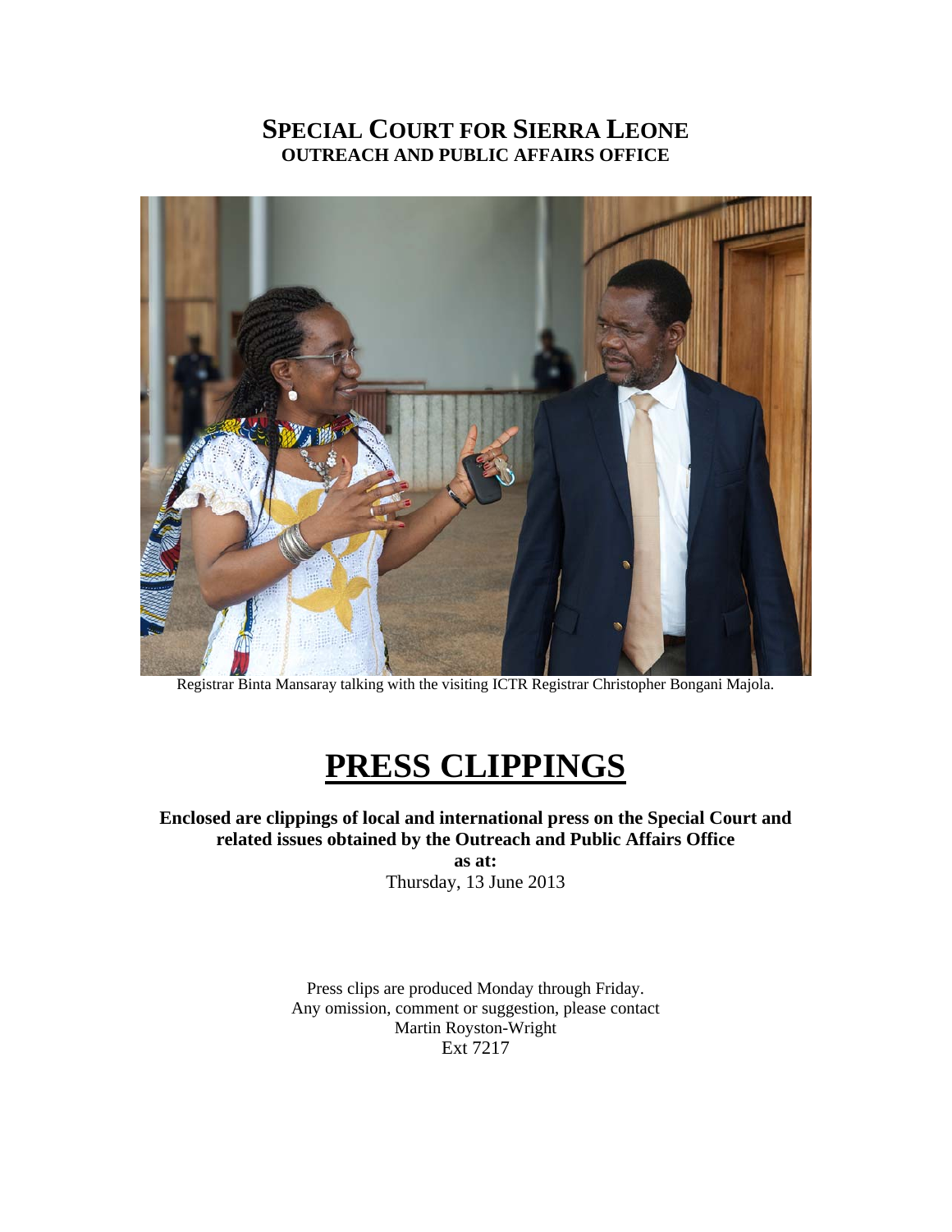# SPECIAL COURT FOR SIERRA LEONE

## OUTREACH AND PUBLIC AFFAIRS OFFICE

Registrar Binta Mansaray talking with the visiting ICTR Registrar Christopher Bongani Majola.

# PRESS CLIPPINGS

**Enclosed are clippings of local and international press on the Special Court and related issues obtained by the Outreach and Public Affairs Office**

**as at:**

Thursday, 13 June 2013

Press clips are produced Monday through Friday.
Any omission, comment or suggestion, please contact
Martin Royston-Wright
Ext 7217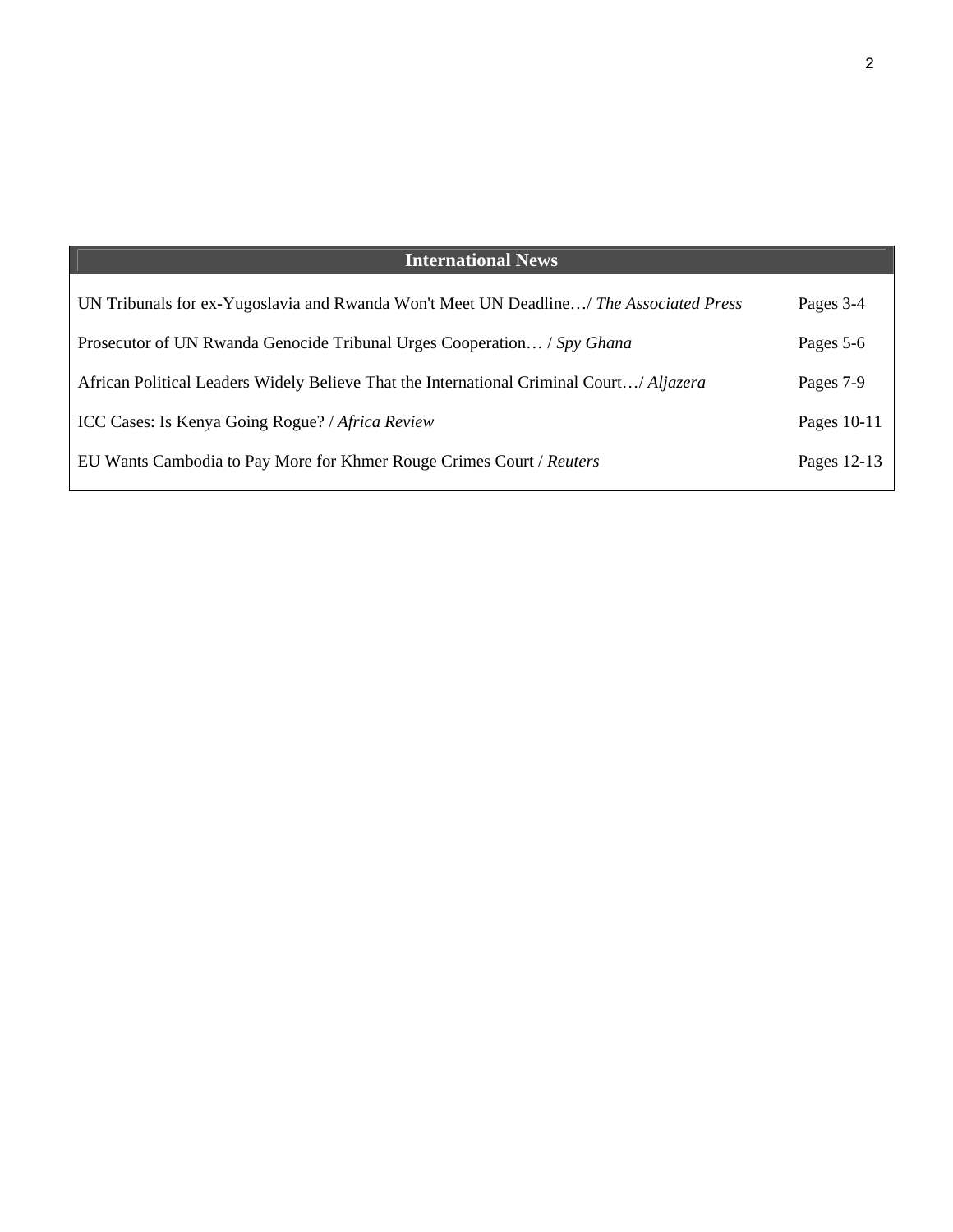## International News

| Article | Pages |
|---|---|
| UN Tribunals for ex-Yugoslavia and Rwanda Won't Meet UN Deadline…/ *The Associated Press* | Pages 3-4 |
| Prosecutor of UN Rwanda Genocide Tribunal Urges Cooperation… / *Spy Ghana* | Pages 5-6 |
| African Political Leaders Widely Believe That the International Criminal Court…/ *Aljazera* | Pages 7-9 |
| ICC Cases: Is Kenya Going Rogue? / *Africa Review* | Pages 10-11 |
| EU Wants Cambodia to Pay More for Khmer Rouge Crimes Court / *Reuters* | Pages 12-13 |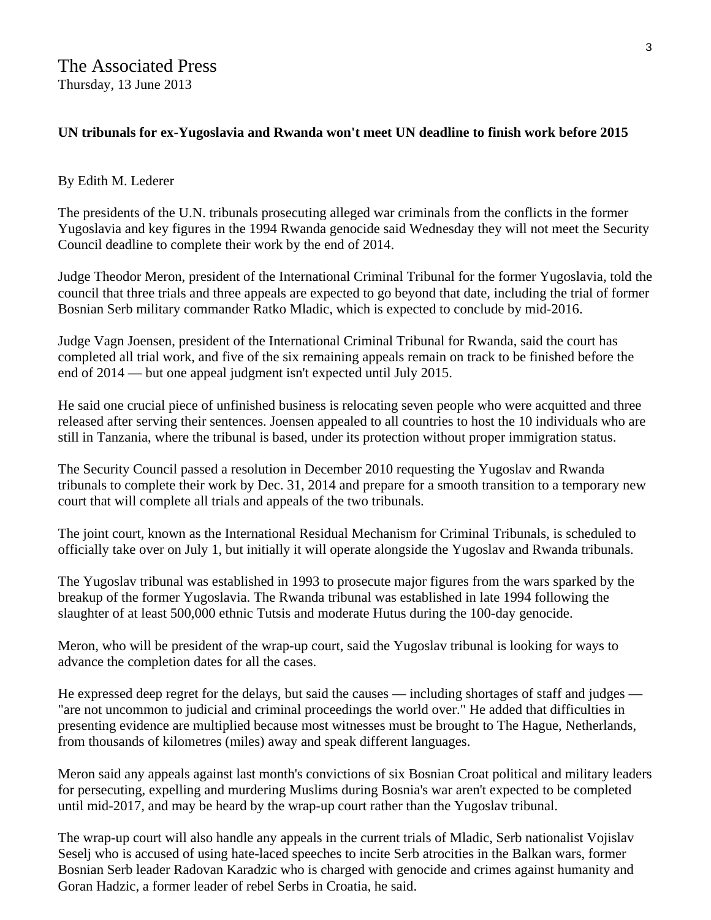The Associated Press
Thursday, 13 June 2013

**UN tribunals for ex-Yugoslavia and Rwanda won't meet UN deadline to finish work before 2015**

By Edith M. Lederer

The presidents of the U.N. tribunals prosecuting alleged war criminals from the conflicts in the former Yugoslavia and key figures in the 1994 Rwanda genocide said Wednesday they will not meet the Security Council deadline to complete their work by the end of 2014.

Judge Theodor Meron, president of the International Criminal Tribunal for the former Yugoslavia, told the council that three trials and three appeals are expected to go beyond that date, including the trial of former Bosnian Serb military commander Ratko Mladic, which is expected to conclude by mid-2016.

Judge Vagn Joensen, president of the International Criminal Tribunal for Rwanda, said the court has completed all trial work, and five of the six remaining appeals remain on track to be finished before the end of 2014 — but one appeal judgment isn't expected until July 2015.

He said one crucial piece of unfinished business is relocating seven people who were acquitted and three released after serving their sentences. Joensen appealed to all countries to host the 10 individuals who are still in Tanzania, where the tribunal is based, under its protection without proper immigration status.

The Security Council passed a resolution in December 2010 requesting the Yugoslav and Rwanda tribunals to complete their work by Dec. 31, 2014 and prepare for a smooth transition to a temporary new court that will complete all trials and appeals of the two tribunals.

The joint court, known as the International Residual Mechanism for Criminal Tribunals, is scheduled to officially take over on July 1, but initially it will operate alongside the Yugoslav and Rwanda tribunals.

The Yugoslav tribunal was established in 1993 to prosecute major figures from the wars sparked by the breakup of the former Yugoslavia. The Rwanda tribunal was established in late 1994 following the slaughter of at least 500,000 ethnic Tutsis and moderate Hutus during the 100-day genocide.

Meron, who will be president of the wrap-up court, said the Yugoslav tribunal is looking for ways to advance the completion dates for all the cases.

He expressed deep regret for the delays, but said the causes — including shortages of staff and judges — "are not uncommon to judicial and criminal proceedings the world over." He added that difficulties in presenting evidence are multiplied because most witnesses must be brought to The Hague, Netherlands, from thousands of kilometres (miles) away and speak different languages.

Meron said any appeals against last month's convictions of six Bosnian Croat political and military leaders for persecuting, expelling and murdering Muslims during Bosnia's war aren't expected to be completed until mid-2017, and may be heard by the wrap-up court rather than the Yugoslav tribunal.

The wrap-up court will also handle any appeals in the current trials of Mladic, Serb nationalist Vojislav Seselj who is accused of using hate-laced speeches to incite Serb atrocities in the Balkan wars, former Bosnian Serb leader Radovan Karadzic who is charged with genocide and crimes against humanity and Goran Hadzic, a former leader of rebel Serbs in Croatia, he said.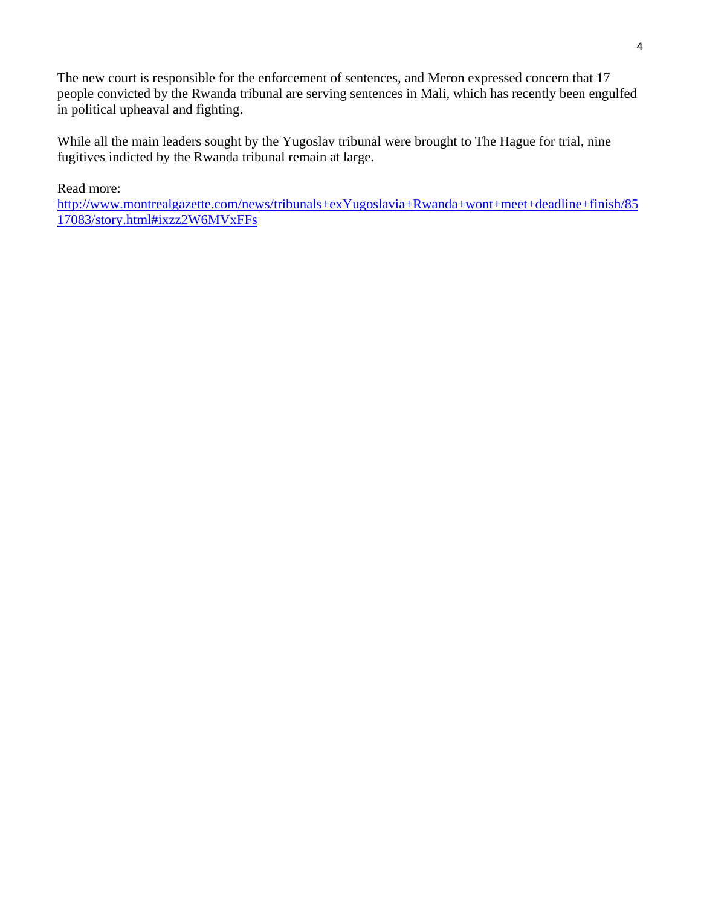The new court is responsible for the enforcement of sentences, and Meron expressed concern that 17 people convicted by the Rwanda tribunal are serving sentences in Mali, which has recently been engulfed in political upheaval and fighting.

While all the main leaders sought by the Yugoslav tribunal were brought to The Hague for trial, nine fugitives indicted by the Rwanda tribunal remain at large.

Read more:
[http://www.montrealgazette.com/news/tribunals+exYugoslavia+Rwanda+wont+meet+deadline+finish/8517083/story.html#ixzz2W6MVxFFs](http://www.montrealgazette.com/news/tribunals+exYugoslavia+Rwanda+wont+meet+deadline+finish/8517083/story.html#ixzz2W6MVxFFs)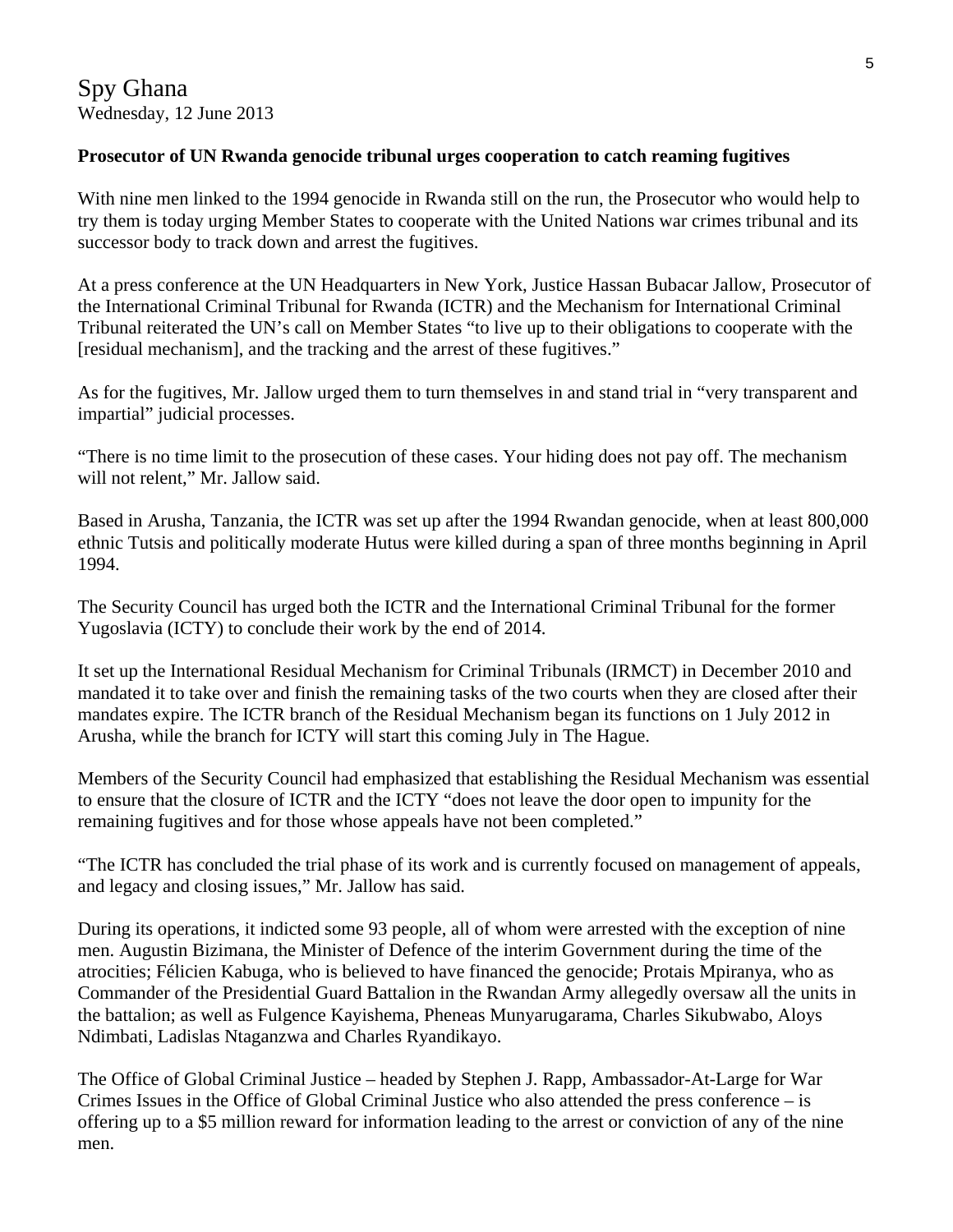Spy Ghana
Wednesday, 12 June 2013

**Prosecutor of UN Rwanda genocide tribunal urges cooperation to catch reaming fugitives**

With nine men linked to the 1994 genocide in Rwanda still on the run, the Prosecutor who would help to try them is today urging Member States to cooperate with the United Nations war crimes tribunal and its successor body to track down and arrest the fugitives.

At a press conference at the UN Headquarters in New York, Justice Hassan Bubacar Jallow, Prosecutor of the International Criminal Tribunal for Rwanda (ICTR) and the Mechanism for International Criminal Tribunal reiterated the UN's call on Member States "to live up to their obligations to cooperate with the [residual mechanism], and the tracking and the arrest of these fugitives."

As for the fugitives, Mr. Jallow urged them to turn themselves in and stand trial in "very transparent and impartial" judicial processes.

"There is no time limit to the prosecution of these cases. Your hiding does not pay off. The mechanism will not relent," Mr. Jallow said.

Based in Arusha, Tanzania, the ICTR was set up after the 1994 Rwandan genocide, when at least 800,000 ethnic Tutsis and politically moderate Hutus were killed during a span of three months beginning in April 1994.

The Security Council has urged both the ICTR and the International Criminal Tribunal for the former Yugoslavia (ICTY) to conclude their work by the end of 2014.

It set up the International Residual Mechanism for Criminal Tribunals (IRMCT) in December 2010 and mandated it to take over and finish the remaining tasks of the two courts when they are closed after their mandates expire. The ICTR branch of the Residual Mechanism began its functions on 1 July 2012 in Arusha, while the branch for ICTY will start this coming July in The Hague.

Members of the Security Council had emphasized that establishing the Residual Mechanism was essential to ensure that the closure of ICTR and the ICTY "does not leave the door open to impunity for the remaining fugitives and for those whose appeals have not been completed."

"The ICTR has concluded the trial phase of its work and is currently focused on management of appeals, and legacy and closing issues," Mr. Jallow has said.

During its operations, it indicted some 93 people, all of whom were arrested with the exception of nine men. Augustin Bizimana, the Minister of Defence of the interim Government during the time of the atrocities; Félicien Kabuga, who is believed to have financed the genocide; Protais Mpiranya, who as Commander of the Presidential Guard Battalion in the Rwandan Army allegedly oversaw all the units in the battalion; as well as Fulgence Kayishema, Pheneas Munyarugarama, Charles Sikubwabo, Aloys Ndimbati, Ladislas Ntaganzwa and Charles Ryandikayo.

The Office of Global Criminal Justice – headed by Stephen J. Rapp, Ambassador-At-Large for War Crimes Issues in the Office of Global Criminal Justice who also attended the press conference – is offering up to a $5 million reward for information leading to the arrest or conviction of any of the nine men.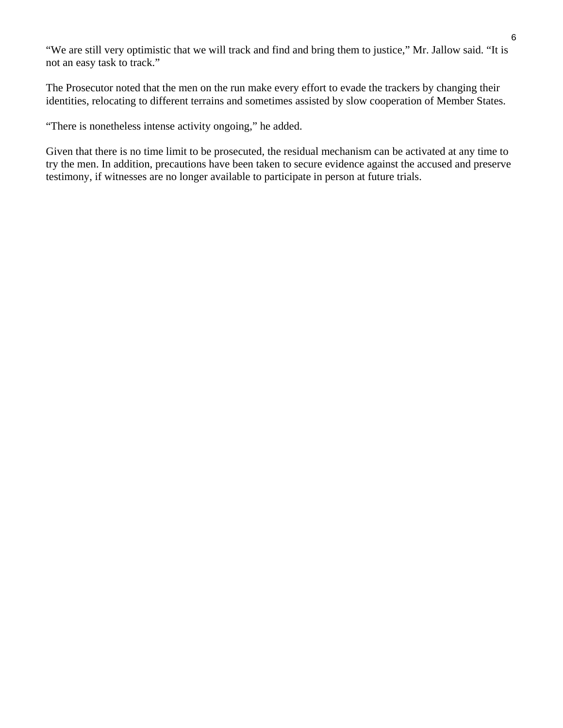“We are still very optimistic that we will track and find and bring them to justice,” Mr. Jallow said. “It is not an easy task to track.”

The Prosecutor noted that the men on the run make every effort to evade the trackers by changing their identities, relocating to different terrains and sometimes assisted by slow cooperation of Member States.

“There is nonetheless intense activity ongoing,” he added.

Given that there is no time limit to be prosecuted, the residual mechanism can be activated at any time to try the men. In addition, precautions have been taken to secure evidence against the accused and preserve testimony, if witnesses are no longer available to participate in person at future trials.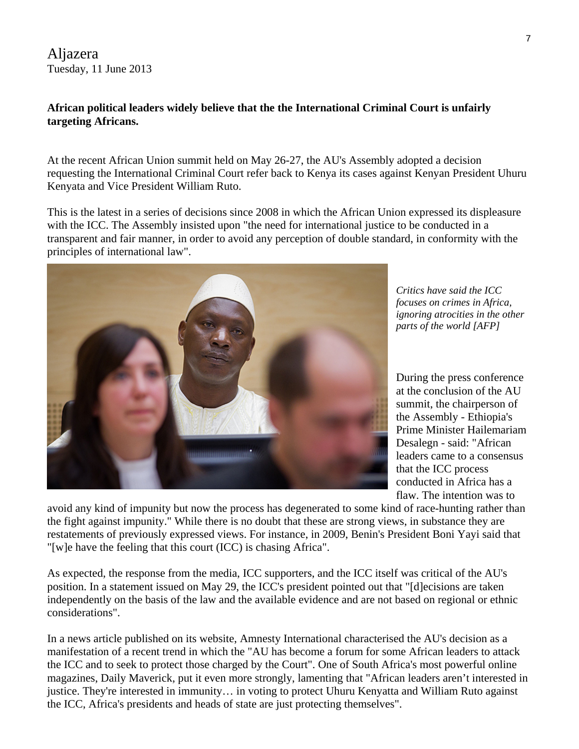Aljazera
Tuesday, 11 June 2013

**African political leaders widely believe that the the International Criminal Court is unfairly targeting Africans.**

At the recent African Union summit held on May 26-27, the AU's Assembly adopted a decision requesting the International Criminal Court refer back to Kenya its cases against Kenyan President Uhuru Kenyata and Vice President William Ruto.

This is the latest in a series of decisions since 2008 in which the African Union expressed its displeasure with the ICC. The Assembly insisted upon "the need for international justice to be conducted in a transparent and fair manner, in order to avoid any perception of double standard, in conformity with the principles of international law".

*Critics have said the ICC focuses on crimes in Africa, ignoring atrocities in the other parts of the world [AFP]*

During the press conference at the conclusion of the AU summit, the chairperson of the Assembly - Ethiopia's Prime Minister Hailemariam Desalegn - said: "African leaders came to a consensus that the ICC process conducted in Africa has a flaw. The intention was to avoid any kind of impunity but now the process has degenerated to some kind of race-hunting rather than the fight against impunity." While there is no doubt that these are strong views, in substance they are restatements of previously expressed views. For instance, in 2009, Benin's President Boni Yayi said that "[w]e have the feeling that this court (ICC) is chasing Africa".

As expected, the response from the media, ICC supporters, and the ICC itself was critical of the AU's position. In a statement issued on May 29, the ICC's president pointed out that "[d]ecisions are taken independently on the basis of the law and the available evidence and are not based on regional or ethnic considerations".

In a news article published on its website, Amnesty International characterised the AU's decision as a manifestation of a recent trend in which the "AU has become a forum for some African leaders to attack the ICC and to seek to protect those charged by the Court". One of South Africa's most powerful online magazines, Daily Maverick, put it even more strongly, lamenting that "African leaders aren't interested in justice. They're interested in immunity… in voting to protect Uhuru Kenyatta and William Ruto against the ICC, Africa's presidents and heads of state are just protecting themselves".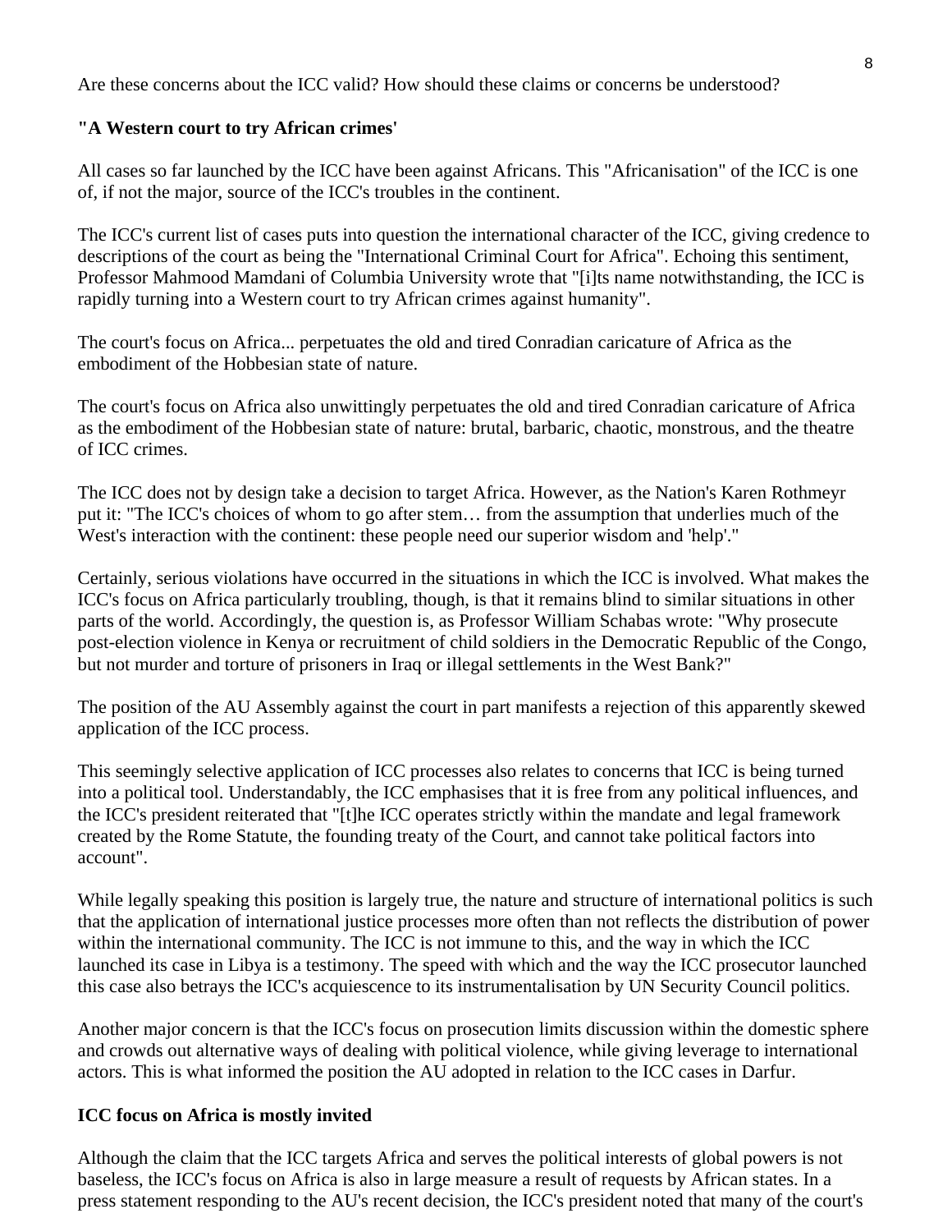Are these concerns about the ICC valid? How should these claims or concerns be understood?

**"A Western court to try African crimes'**

All cases so far launched by the ICC have been against Africans. This "Africanisation" of the ICC is one of, if not the major, source of the ICC's troubles in the continent.

The ICC's current list of cases puts into question the international character of the ICC, giving credence to descriptions of the court as being the "International Criminal Court for Africa". Echoing this sentiment, Professor Mahmood Mamdani of Columbia University wrote that "[i]ts name notwithstanding, the ICC is rapidly turning into a Western court to try African crimes against humanity".

The court's focus on Africa... perpetuates the old and tired Conradian caricature of Africa as the embodiment of the Hobbesian state of nature.

The court's focus on Africa also unwittingly perpetuates the old and tired Conradian caricature of Africa as the embodiment of the Hobbesian state of nature: brutal, barbaric, chaotic, monstrous, and the theatre of ICC crimes.

The ICC does not by design take a decision to target Africa. However, as the Nation's Karen Rothmeyr put it: "The ICC's choices of whom to go after stem… from the assumption that underlies much of the West's interaction with the continent: these people need our superior wisdom and 'help'."

Certainly, serious violations have occurred in the situations in which the ICC is involved. What makes the ICC's focus on Africa particularly troubling, though, is that it remains blind to similar situations in other parts of the world. Accordingly, the question is, as Professor William Schabas wrote: "Why prosecute post-election violence in Kenya or recruitment of child soldiers in the Democratic Republic of the Congo, but not murder and torture of prisoners in Iraq or illegal settlements in the West Bank?"

The position of the AU Assembly against the court in part manifests a rejection of this apparently skewed application of the ICC process.

This seemingly selective application of ICC processes also relates to concerns that ICC is being turned into a political tool. Understandably, the ICC emphasises that it is free from any political influences, and the ICC's president reiterated that "[t]he ICC operates strictly within the mandate and legal framework created by the Rome Statute, the founding treaty of the Court, and cannot take political factors into account".

While legally speaking this position is largely true, the nature and structure of international politics is such that the application of international justice processes more often than not reflects the distribution of power within the international community. The ICC is not immune to this, and the way in which the ICC launched its case in Libya is a testimony. The speed with which and the way the ICC prosecutor launched this case also betrays the ICC's acquiescence to its instrumentalisation by UN Security Council politics.

Another major concern is that the ICC's focus on prosecution limits discussion within the domestic sphere and crowds out alternative ways of dealing with political violence, while giving leverage to international actors. This is what informed the position the AU adopted in relation to the ICC cases in Darfur.

**ICC focus on Africa is mostly invited**

Although the claim that the ICC targets Africa and serves the political interests of global powers is not baseless, the ICC's focus on Africa is also in large measure a result of requests by African states. In a press statement responding to the AU's recent decision, the ICC's president noted that many of the court's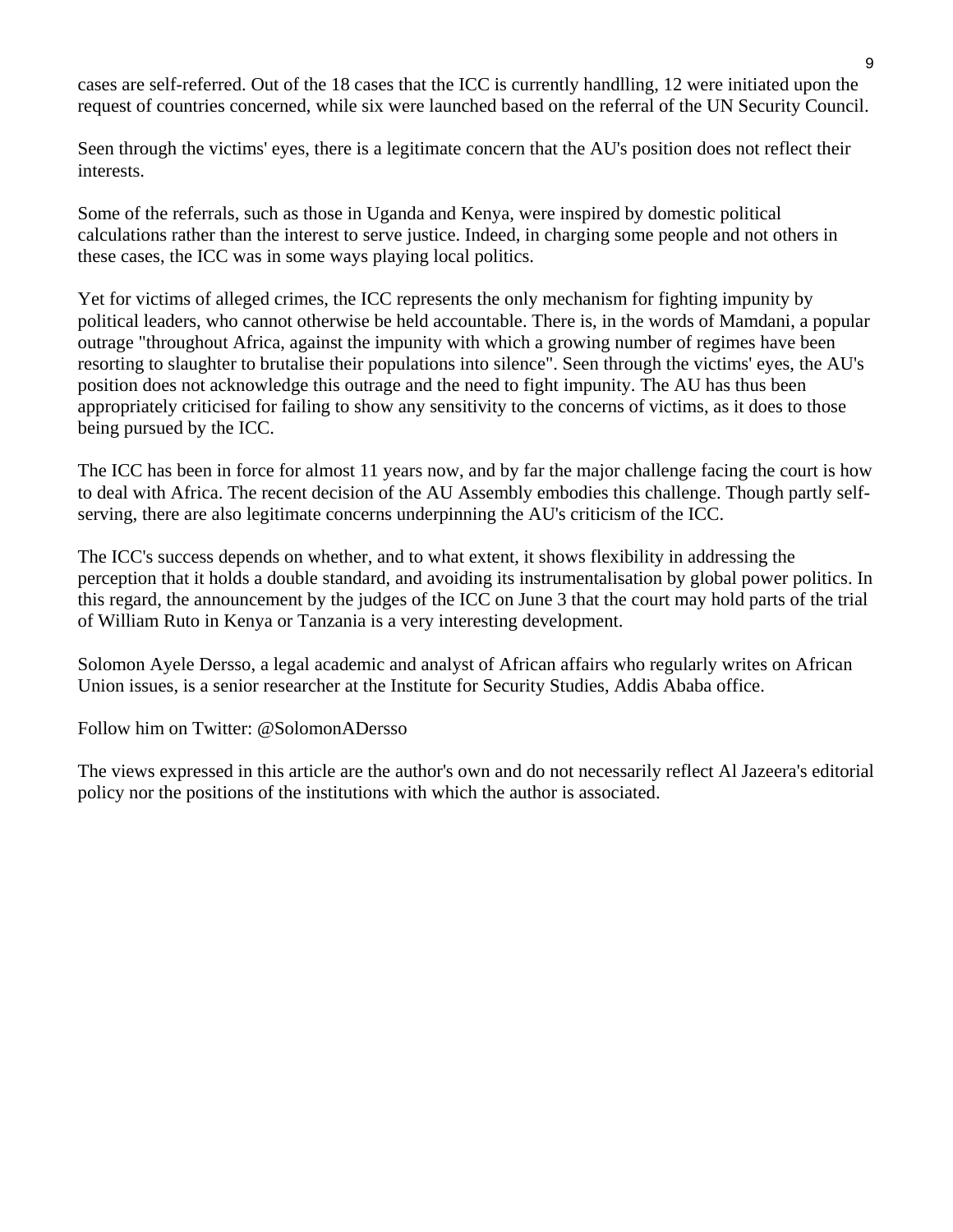cases are self-referred. Out of the 18 cases that the ICC is currently handlling, 12 were initiated upon the request of countries concerned, while six were launched based on the referral of the UN Security Council.

Seen through the victims' eyes, there is a legitimate concern that the AU's position does not reflect their interests.

Some of the referrals, such as those in Uganda and Kenya, were inspired by domestic political calculations rather than the interest to serve justice. Indeed, in charging some people and not others in these cases, the ICC was in some ways playing local politics.

Yet for victims of alleged crimes, the ICC represents the only mechanism for fighting impunity by political leaders, who cannot otherwise be held accountable. There is, in the words of Mamdani, a popular outrage "throughout Africa, against the impunity with which a growing number of regimes have been resorting to slaughter to brutalise their populations into silence". Seen through the victims' eyes, the AU's position does not acknowledge this outrage and the need to fight impunity. The AU has thus been appropriately criticised for failing to show any sensitivity to the concerns of victims, as it does to those being pursued by the ICC.

The ICC has been in force for almost 11 years now, and by far the major challenge facing the court is how to deal with Africa. The recent decision of the AU Assembly embodies this challenge. Though partly self-serving, there are also legitimate concerns underpinning the AU's criticism of the ICC.

The ICC's success depends on whether, and to what extent, it shows flexibility in addressing the perception that it holds a double standard, and avoiding its instrumentalisation by global power politics. In this regard, the announcement by the judges of the ICC on June 3 that the court may hold parts of the trial of William Ruto in Kenya or Tanzania is a very interesting development.

Solomon Ayele Dersso, a legal academic and analyst of African affairs who regularly writes on African Union issues, is a senior researcher at the Institute for Security Studies, Addis Ababa office.

Follow him on Twitter: @SolomonADersso

The views expressed in this article are the author's own and do not necessarily reflect Al Jazeera's editorial policy nor the positions of the institutions with which the author is associated.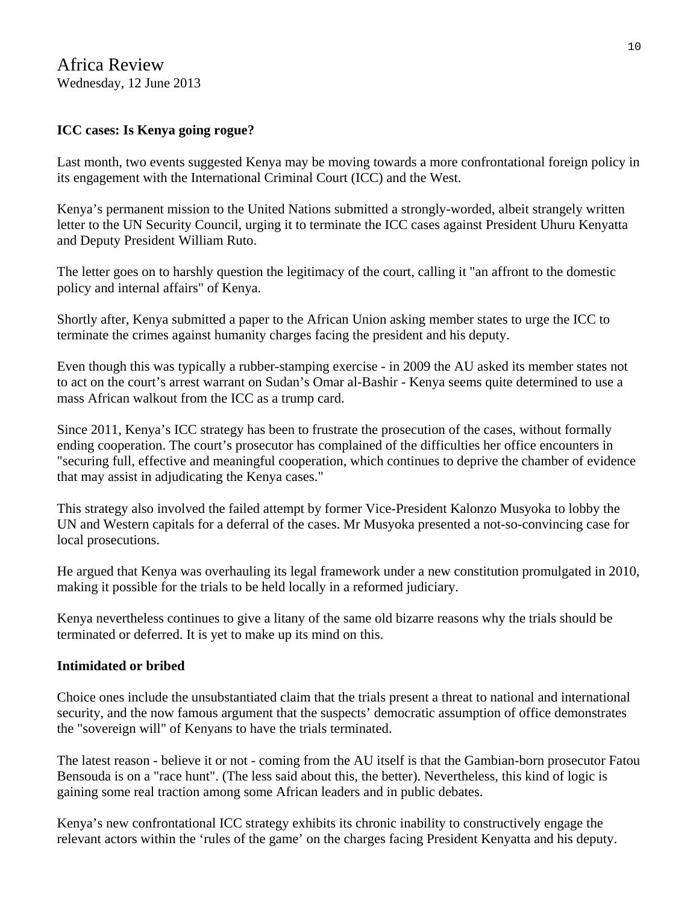Africa Review
Wednesday, 12 June 2013

## ICC cases: Is Kenya going rogue?

Last month, two events suggested Kenya may be moving towards a more confrontational foreign policy in its engagement with the International Criminal Court (ICC) and the West.

Kenya's permanent mission to the United Nations submitted a strongly-worded, albeit strangely written letter to the UN Security Council, urging it to terminate the ICC cases against President Uhuru Kenyatta and Deputy President William Ruto.

The letter goes on to harshly question the legitimacy of the court, calling it "an affront to the domestic policy and internal affairs" of Kenya.

Shortly after, Kenya submitted a paper to the African Union asking member states to urge the ICC to terminate the crimes against humanity charges facing the president and his deputy.

Even though this was typically a rubber-stamping exercise - in 2009 the AU asked its member states not to act on the court's arrest warrant on Sudan's Omar al-Bashir - Kenya seems quite determined to use a mass African walkout from the ICC as a trump card.

Since 2011, Kenya's ICC strategy has been to frustrate the prosecution of the cases, without formally ending cooperation. The court's prosecutor has complained of the difficulties her office encounters in "securing full, effective and meaningful cooperation, which continues to deprive the chamber of evidence that may assist in adjudicating the Kenya cases."

This strategy also involved the failed attempt by former Vice-President Kalonzo Musyoka to lobby the UN and Western capitals for a deferral of the cases. Mr Musyoka presented a not-so-convincing case for local prosecutions.

He argued that Kenya was overhauling its legal framework under a new constitution promulgated in 2010, making it possible for the trials to be held locally in a reformed judiciary.

Kenya nevertheless continues to give a litany of the same old bizarre reasons why the trials should be terminated or deferred. It is yet to make up its mind on this.

### Intimidated or bribed

Choice ones include the unsubstantiated claim that the trials present a threat to national and international security, and the now famous argument that the suspects' democratic assumption of office demonstrates the "sovereign will" of Kenyans to have the trials terminated.

The latest reason - believe it or not - coming from the AU itself is that the Gambian-born prosecutor Fatou Bensouda is on a "race hunt". (The less said about this, the better). Nevertheless, this kind of logic is gaining some real traction among some African leaders and in public debates.

Kenya's new confrontational ICC strategy exhibits its chronic inability to constructively engage the relevant actors within the 'rules of the game' on the charges facing President Kenyatta and his deputy.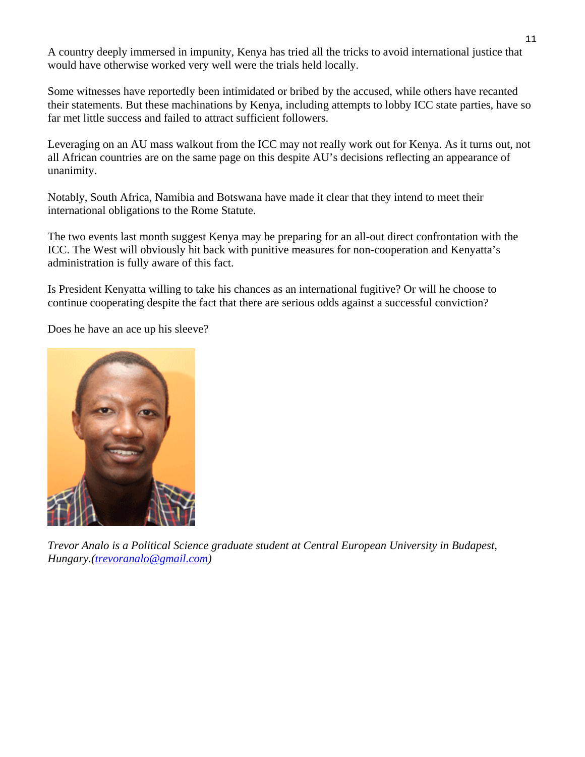A country deeply immersed in impunity, Kenya has tried all the tricks to avoid international justice that would have otherwise worked very well were the trials held locally.

Some witnesses have reportedly been intimidated or bribed by the accused, while others have recanted their statements. But these machinations by Kenya, including attempts to lobby ICC state parties, have so far met little success and failed to attract sufficient followers.

Leveraging on an AU mass walkout from the ICC may not really work out for Kenya. As it turns out, not all African countries are on the same page on this despite AU's decisions reflecting an appearance of unanimity.

Notably, South Africa, Namibia and Botswana have made it clear that they intend to meet their international obligations to the Rome Statute.

The two events last month suggest Kenya may be preparing for an all-out direct confrontation with the ICC. The West will obviously hit back with punitive measures for non-cooperation and Kenyatta's administration is fully aware of this fact.

Is President Kenyatta willing to take his chances as an international fugitive? Or will he choose to continue cooperating despite the fact that there are serious odds against a successful conviction?

Does he have an ace up his sleeve?

*Trevor Analo is a Political Science graduate student at Central European University in Budapest, Hungary.([trevoranalo@gmail.com](mailto:trevoranalo@gmail.com))*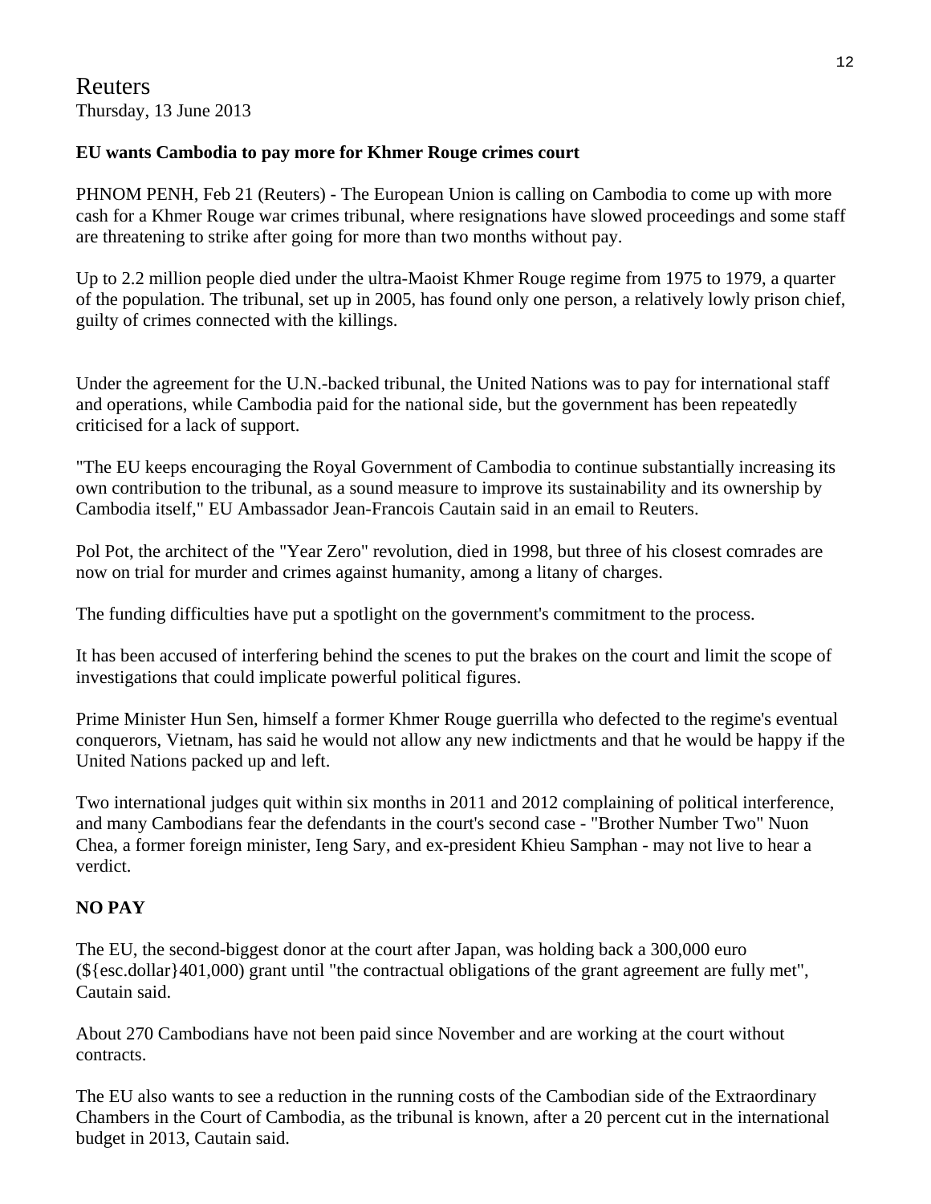Reuters
Thursday, 13 June 2013

**EU wants Cambodia to pay more for Khmer Rouge crimes court**

PHNOM PENH, Feb 21 (Reuters) - The European Union is calling on Cambodia to come up with more cash for a Khmer Rouge war crimes tribunal, where resignations have slowed proceedings and some staff are threatening to strike after going for more than two months without pay.

Up to 2.2 million people died under the ultra-Maoist Khmer Rouge regime from 1975 to 1979, a quarter of the population. The tribunal, set up in 2005, has found only one person, a relatively lowly prison chief, guilty of crimes connected with the killings.

Under the agreement for the U.N.-backed tribunal, the United Nations was to pay for international staff and operations, while Cambodia paid for the national side, but the government has been repeatedly criticised for a lack of support.

"The EU keeps encouraging the Royal Government of Cambodia to continue substantially increasing its own contribution to the tribunal, as a sound measure to improve its sustainability and its ownership by Cambodia itself," EU Ambassador Jean-Francois Cautain said in an email to Reuters.

Pol Pot, the architect of the "Year Zero" revolution, died in 1998, but three of his closest comrades are now on trial for murder and crimes against humanity, among a litany of charges.

The funding difficulties have put a spotlight on the government's commitment to the process.

It has been accused of interfering behind the scenes to put the brakes on the court and limit the scope of investigations that could implicate powerful political figures.

Prime Minister Hun Sen, himself a former Khmer Rouge guerrilla who defected to the regime's eventual conquerors, Vietnam, has said he would not allow any new indictments and that he would be happy if the United Nations packed up and left.

Two international judges quit within six months in 2011 and 2012 complaining of political interference, and many Cambodians fear the defendants in the court's second case - "Brother Number Two" Nuon Chea, a former foreign minister, Ieng Sary, and ex-president Khieu Samphan - may not live to hear a verdict.

**NO PAY**

The EU, the second-biggest donor at the court after Japan, was holding back a 300,000 euro (${esc.dollar}401,000) grant until "the contractual obligations of the grant agreement are fully met", Cautain said.

About 270 Cambodians have not been paid since November and are working at the court without contracts.

The EU also wants to see a reduction in the running costs of the Cambodian side of the Extraordinary Chambers in the Court of Cambodia, as the tribunal is known, after a 20 percent cut in the international budget in 2013, Cautain said.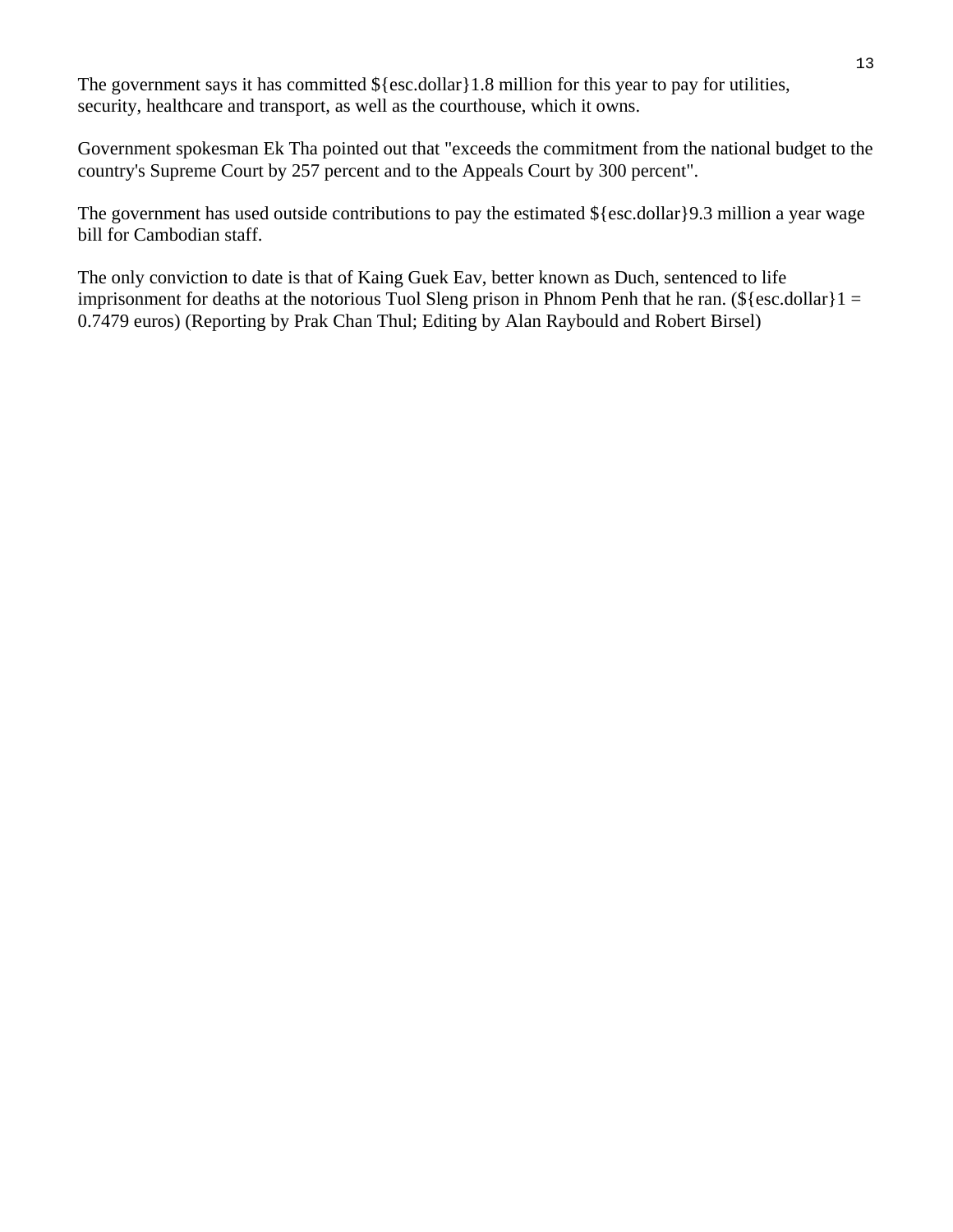The government says it has committed ${esc.dollar}1.8 million for this year to pay for utilities, security, healthcare and transport, as well as the courthouse, which it owns.

Government spokesman Ek Tha pointed out that "exceeds the commitment from the national budget to the country's Supreme Court by 257 percent and to the Appeals Court by 300 percent".

The government has used outside contributions to pay the estimated ${esc.dollar}9.3 million a year wage bill for Cambodian staff.

The only conviction to date is that of Kaing Guek Eav, better known as Duch, sentenced to life imprisonment for deaths at the notorious Tuol Sleng prison in Phnom Penh that he ran. (${esc.dollar}1 = 0.7479 euros) (Reporting by Prak Chan Thul; Editing by Alan Raybould and Robert Birsel)